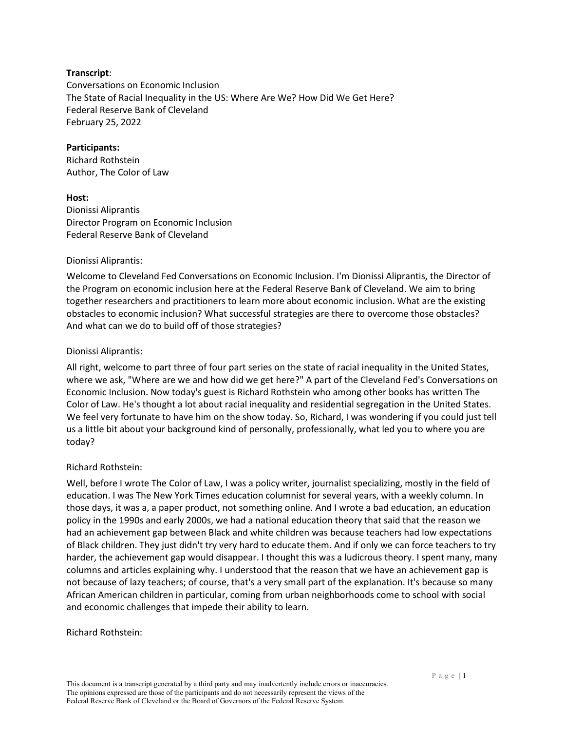**Transcript**:
Conversations on Economic Inclusion
The State of Racial Inequality in the US: Where Are We? How Did We Get Here?
Federal Reserve Bank of Cleveland
February 25, 2022

**Participants:**
Richard Rothstein
Author, The Color of Law

**Host:**
Dionissi Aliprantis
Director Program on Economic Inclusion
Federal Reserve Bank of Cleveland

Dionissi Aliprantis:

Welcome to Cleveland Fed Conversations on Economic Inclusion. I'm Dionissi Aliprantis, the Director of the Program on economic inclusion here at the Federal Reserve Bank of Cleveland. We aim to bring together researchers and practitioners to learn more about economic inclusion. What are the existing obstacles to economic inclusion? What successful strategies are there to overcome those obstacles? And what can we do to build off of those strategies?

Dionissi Aliprantis:

All right, welcome to part three of four part series on the state of racial inequality in the United States, where we ask, "Where are we and how did we get here?" A part of the Cleveland Fed's Conversations on Economic Inclusion. Now today's guest is Richard Rothstein who among other books has written The Color of Law. He's thought a lot about racial inequality and residential segregation in the United States. We feel very fortunate to have him on the show today. So, Richard, I was wondering if you could just tell us a little bit about your background kind of personally, professionally, what led you to where you are today?

Richard Rothstein:

Well, before I wrote The Color of Law, I was a policy writer, journalist specializing, mostly in the field of education. I was The New York Times education columnist for several years, with a weekly column. In those days, it was a, a paper product, not something online. And I wrote a bad education, an education policy in the 1990s and early 2000s, we had a national education theory that said that the reason we had an achievement gap between Black and white children was because teachers had low expectations of Black children. They just didn't try very hard to educate them. And if only we can force teachers to try harder, the achievement gap would disappear. I thought this was a ludicrous theory. I spent many, many columns and articles explaining why. I understood that the reason that we have an achievement gap is not because of lazy teachers; of course, that's a very small part of the explanation. It's because so many African American children in particular, coming from urban neighborhoods come to school with social and economic challenges that impede their ability to learn.

Richard Rothstein:

This document is a transcript generated by a third party and may inadvertently include errors or inaccuracies. The opinions expressed are those of the participants and do not necessarily represent the views of the Federal Reserve Bank of Cleveland or the Board of Governors of the Federal Reserve System.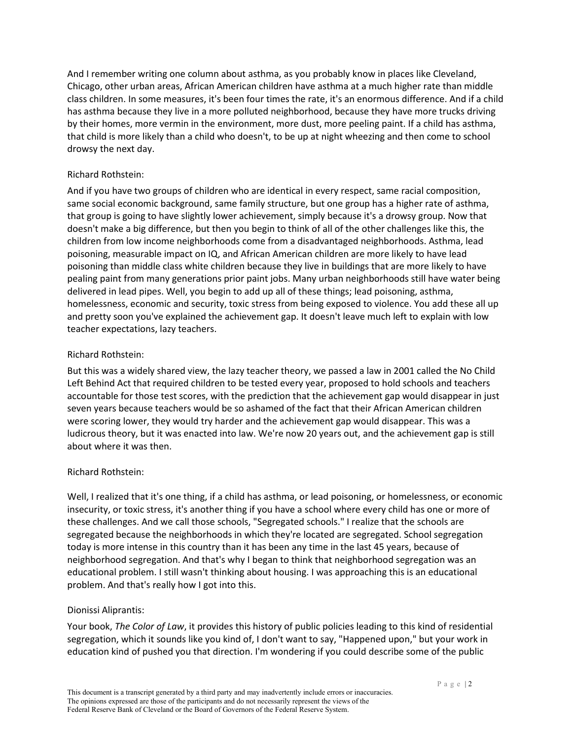And I remember writing one column about asthma, as you probably know in places like Cleveland, Chicago, other urban areas, African American children have asthma at a much higher rate than middle class children. In some measures, it's been four times the rate, it's an enormous difference. And if a child has asthma because they live in a more polluted neighborhood, because they have more trucks driving by their homes, more vermin in the environment, more dust, more peeling paint. If a child has asthma, that child is more likely than a child who doesn't, to be up at night wheezing and then come to school drowsy the next day.

Richard Rothstein:

And if you have two groups of children who are identical in every respect, same racial composition, same social economic background, same family structure, but one group has a higher rate of asthma, that group is going to have slightly lower achievement, simply because it's a drowsy group. Now that doesn't make a big difference, but then you begin to think of all of the other challenges like this, the children from low income neighborhoods come from a disadvantaged neighborhoods. Asthma, lead poisoning, measurable impact on IQ, and African American children are more likely to have lead poisoning than middle class white children because they live in buildings that are more likely to have pealing paint from many generations prior paint jobs. Many urban neighborhoods still have water being delivered in lead pipes. Well, you begin to add up all of these things; lead poisoning, asthma, homelessness, economic and security, toxic stress from being exposed to violence. You add these all up and pretty soon you've explained the achievement gap. It doesn't leave much left to explain with low teacher expectations, lazy teachers.

Richard Rothstein:

But this was a widely shared view, the lazy teacher theory, we passed a law in 2001 called the No Child Left Behind Act that required children to be tested every year, proposed to hold schools and teachers accountable for those test scores, with the prediction that the achievement gap would disappear in just seven years because teachers would be so ashamed of the fact that their African American children were scoring lower, they would try harder and the achievement gap would disappear. This was a ludicrous theory, but it was enacted into law. We're now 20 years out, and the achievement gap is still about where it was then.

Richard Rothstein:

Well, I realized that it's one thing, if a child has asthma, or lead poisoning, or homelessness, or economic insecurity, or toxic stress, it's another thing if you have a school where every child has one or more of these challenges. And we call those schools, "Segregated schools." I realize that the schools are segregated because the neighborhoods in which they're located are segregated. School segregation today is more intense in this country than it has been any time in the last 45 years, because of neighborhood segregation. And that's why I began to think that neighborhood segregation was an educational problem. I still wasn't thinking about housing. I was approaching this is an educational problem. And that's really how I got into this.

Dionissi Aliprantis:

Your book, *The Color of Law*, it provides this history of public policies leading to this kind of residential segregation, which it sounds like you kind of, I don't want to say, "Happened upon," but your work in education kind of pushed you that direction. I'm wondering if you could describe some of the public

This document is a transcript generated by a third party and may inadvertently include errors or inaccuracies. The opinions expressed are those of the participants and do not necessarily represent the views of the Federal Reserve Bank of Cleveland or the Board of Governors of the Federal Reserve System.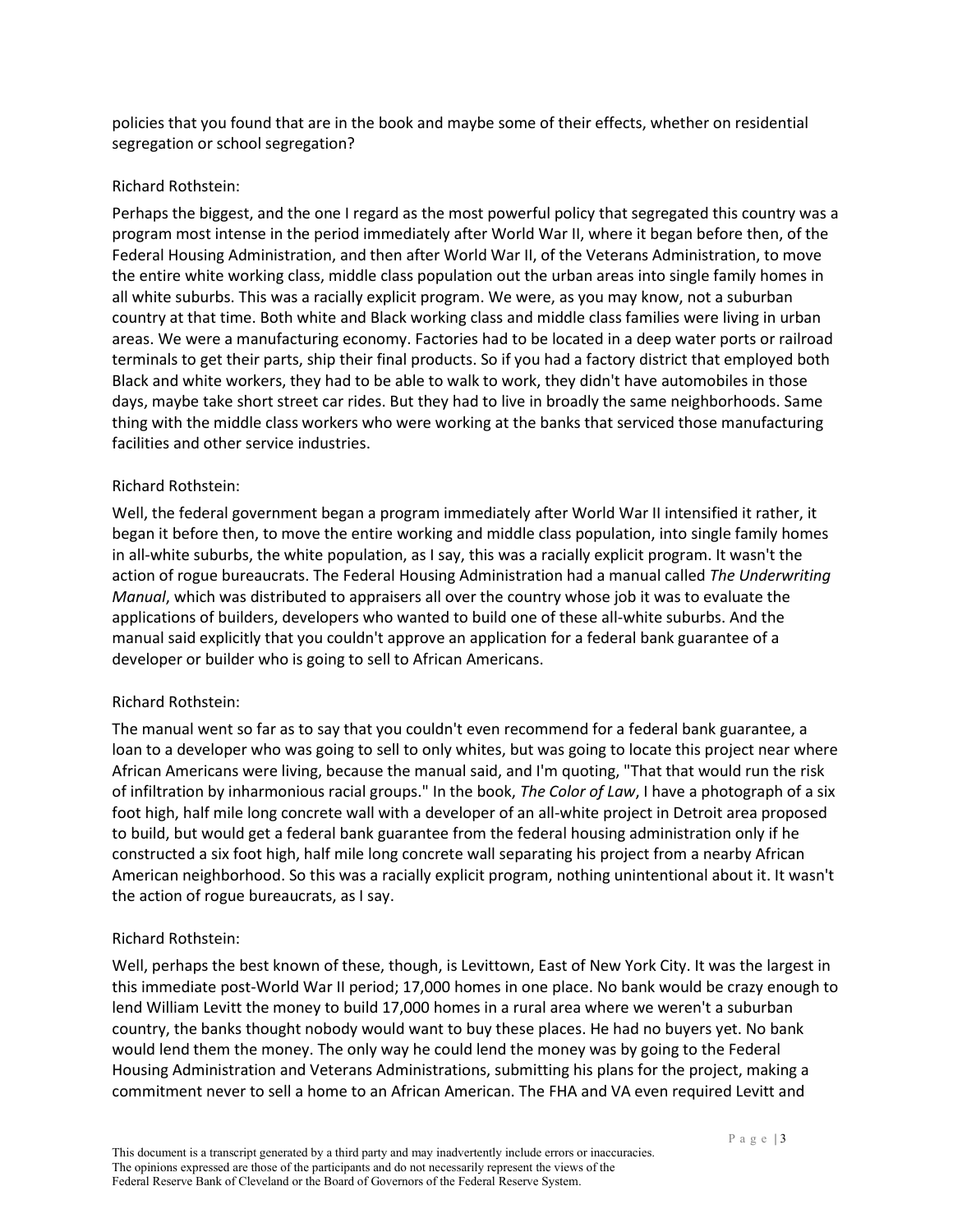policies that you found that are in the book and maybe some of their effects, whether on residential segregation or school segregation?

Richard Rothstein:

Perhaps the biggest, and the one I regard as the most powerful policy that segregated this country was a program most intense in the period immediately after World War II, where it began before then, of the Federal Housing Administration, and then after World War II, of the Veterans Administration, to move the entire white working class, middle class population out the urban areas into single family homes in all white suburbs. This was a racially explicit program. We were, as you may know, not a suburban country at that time. Both white and Black working class and middle class families were living in urban areas. We were a manufacturing economy. Factories had to be located in a deep water ports or railroad terminals to get their parts, ship their final products. So if you had a factory district that employed both Black and white workers, they had to be able to walk to work, they didn't have automobiles in those days, maybe take short street car rides. But they had to live in broadly the same neighborhoods. Same thing with the middle class workers who were working at the banks that serviced those manufacturing facilities and other service industries.

Richard Rothstein:

Well, the federal government began a program immediately after World War II intensified it rather, it began it before then, to move the entire working and middle class population, into single family homes in all-white suburbs, the white population, as I say, this was a racially explicit program. It wasn't the action of rogue bureaucrats. The Federal Housing Administration had a manual called *The Underwriting Manual*, which was distributed to appraisers all over the country whose job it was to evaluate the applications of builders, developers who wanted to build one of these all-white suburbs. And the manual said explicitly that you couldn't approve an application for a federal bank guarantee of a developer or builder who is going to sell to African Americans.

Richard Rothstein:

The manual went so far as to say that you couldn't even recommend for a federal bank guarantee, a loan to a developer who was going to sell to only whites, but was going to locate this project near where African Americans were living, because the manual said, and I'm quoting, "That that would run the risk of infiltration by inharmonious racial groups." In the book, *The Color of Law*, I have a photograph of a six foot high, half mile long concrete wall with a developer of an all-white project in Detroit area proposed to build, but would get a federal bank guarantee from the federal housing administration only if he constructed a six foot high, half mile long concrete wall separating his project from a nearby African American neighborhood. So this was a racially explicit program, nothing unintentional about it. It wasn't the action of rogue bureaucrats, as I say.

Richard Rothstein:

Well, perhaps the best known of these, though, is Levittown, East of New York City. It was the largest in this immediate post-World War II period; 17,000 homes in one place. No bank would be crazy enough to lend William Levitt the money to build 17,000 homes in a rural area where we weren't a suburban country, the banks thought nobody would want to buy these places. He had no buyers yet. No bank would lend them the money. The only way he could lend the money was by going to the Federal Housing Administration and Veterans Administrations, submitting his plans for the project, making a commitment never to sell a home to an African American. The FHA and VA even required Levitt and

This document is a transcript generated by a third party and may inadvertently include errors or inaccuracies. The opinions expressed are those of the participants and do not necessarily represent the views of the Federal Reserve Bank of Cleveland or the Board of Governors of the Federal Reserve System.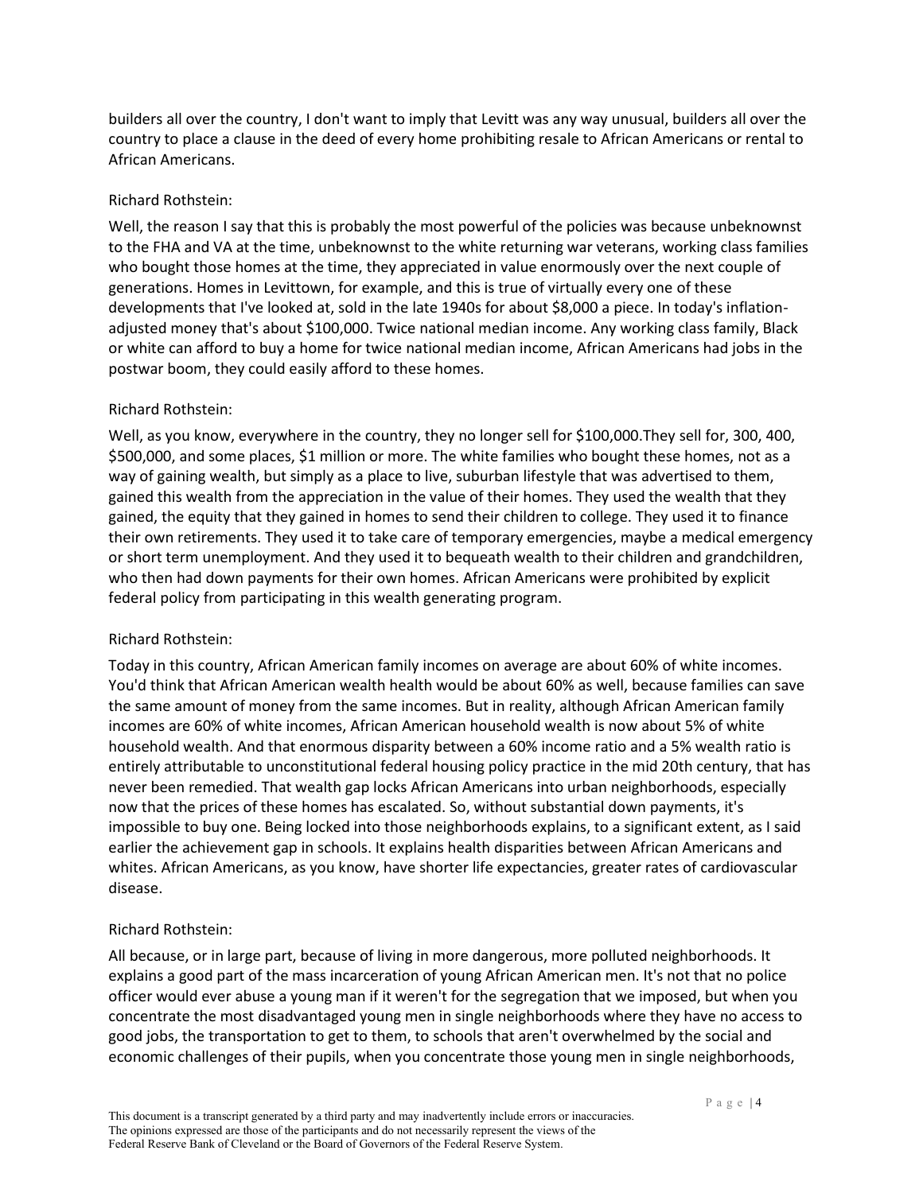builders all over the country, I don't want to imply that Levitt was any way unusual, builders all over the country to place a clause in the deed of every home prohibiting resale to African Americans or rental to African Americans.

Richard Rothstein:

Well, the reason I say that this is probably the most powerful of the policies was because unbeknownst to the FHA and VA at the time, unbeknownst to the white returning war veterans, working class families who bought those homes at the time, they appreciated in value enormously over the next couple of generations. Homes in Levittown, for example, and this is true of virtually every one of these developments that I've looked at, sold in the late 1940s for about $8,000 a piece. In today's inflation-adjusted money that's about $100,000. Twice national median income. Any working class family, Black or white can afford to buy a home for twice national median income, African Americans had jobs in the postwar boom, they could easily afford to these homes.

Richard Rothstein:

Well, as you know, everywhere in the country, they no longer sell for $100,000.They sell for, 300, 400, $500,000, and some places, $1 million or more. The white families who bought these homes, not as a way of gaining wealth, but simply as a place to live, suburban lifestyle that was advertised to them, gained this wealth from the appreciation in the value of their homes. They used the wealth that they gained, the equity that they gained in homes to send their children to college. They used it to finance their own retirements. They used it to take care of temporary emergencies, maybe a medical emergency or short term unemployment. And they used it to bequeath wealth to their children and grandchildren, who then had down payments for their own homes. African Americans were prohibited by explicit federal policy from participating in this wealth generating program.

Richard Rothstein:

Today in this country, African American family incomes on average are about 60% of white incomes. You'd think that African American wealth health would be about 60% as well, because families can save the same amount of money from the same incomes. But in reality, although African American family incomes are 60% of white incomes, African American household wealth is now about 5% of white household wealth. And that enormous disparity between a 60% income ratio and a 5% wealth ratio is entirely attributable to unconstitutional federal housing policy practice in the mid 20th century, that has never been remedied. That wealth gap locks African Americans into urban neighborhoods, especially now that the prices of these homes has escalated. So, without substantial down payments, it's impossible to buy one. Being locked into those neighborhoods explains, to a significant extent, as I said earlier the achievement gap in schools. It explains health disparities between African Americans and whites. African Americans, as you know, have shorter life expectancies, greater rates of cardiovascular disease.

Richard Rothstein:

All because, or in large part, because of living in more dangerous, more polluted neighborhoods. It explains a good part of the mass incarceration of young African American men. It's not that no police officer would ever abuse a young man if it weren't for the segregation that we imposed, but when you concentrate the most disadvantaged young men in single neighborhoods where they have no access to good jobs, the transportation to get to them, to schools that aren't overwhelmed by the social and economic challenges of their pupils, when you concentrate those young men in single neighborhoods,

This document is a transcript generated by a third party and may inadvertently include errors or inaccuracies. The opinions expressed are those of the participants and do not necessarily represent the views of the Federal Reserve Bank of Cleveland or the Board of Governors of the Federal Reserve System.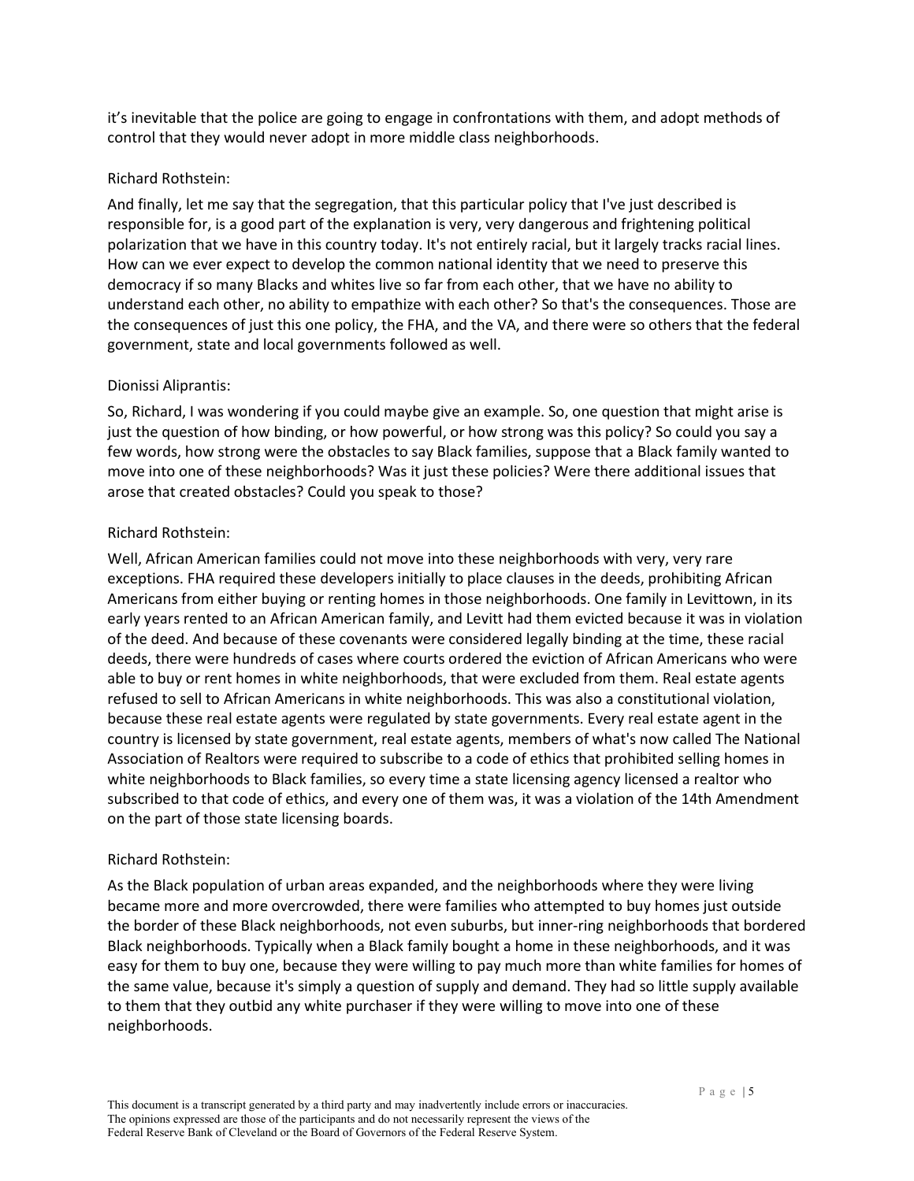it's inevitable that the police are going to engage in confrontations with them, and adopt methods of control that they would never adopt in more middle class neighborhoods.

Richard Rothstein:

And finally, let me say that the segregation, that this particular policy that I've just described is responsible for, is a good part of the explanation is very, very dangerous and frightening political polarization that we have in this country today. It's not entirely racial, but it largely tracks racial lines. How can we ever expect to develop the common national identity that we need to preserve this democracy if so many Blacks and whites live so far from each other, that we have no ability to understand each other, no ability to empathize with each other? So that's the consequences. Those are the consequences of just this one policy, the FHA, and the VA, and there were so others that the federal government, state and local governments followed as well.

Dionissi Aliprantis:

So, Richard, I was wondering if you could maybe give an example. So, one question that might arise is just the question of how binding, or how powerful, or how strong was this policy? So could you say a few words, how strong were the obstacles to say Black families, suppose that a Black family wanted to move into one of these neighborhoods? Was it just these policies? Were there additional issues that arose that created obstacles? Could you speak to those?

Richard Rothstein:

Well, African American families could not move into these neighborhoods with very, very rare exceptions. FHA required these developers initially to place clauses in the deeds, prohibiting African Americans from either buying or renting homes in those neighborhoods. One family in Levittown, in its early years rented to an African American family, and Levitt had them evicted because it was in violation of the deed. And because of these covenants were considered legally binding at the time, these racial deeds, there were hundreds of cases where courts ordered the eviction of African Americans who were able to buy or rent homes in white neighborhoods, that were excluded from them. Real estate agents refused to sell to African Americans in white neighborhoods. This was also a constitutional violation, because these real estate agents were regulated by state governments. Every real estate agent in the country is licensed by state government, real estate agents, members of what's now called The National Association of Realtors were required to subscribe to a code of ethics that prohibited selling homes in white neighborhoods to Black families, so every time a state licensing agency licensed a realtor who subscribed to that code of ethics, and every one of them was, it was a violation of the 14th Amendment on the part of those state licensing boards.

Richard Rothstein:

As the Black population of urban areas expanded, and the neighborhoods where they were living became more and more overcrowded, there were families who attempted to buy homes just outside the border of these Black neighborhoods, not even suburbs, but inner-ring neighborhoods that bordered Black neighborhoods. Typically when a Black family bought a home in these neighborhoods, and it was easy for them to buy one, because they were willing to pay much more than white families for homes of the same value, because it's simply a question of supply and demand. They had so little supply available to them that they outbid any white purchaser if they were willing to move into one of these neighborhoods.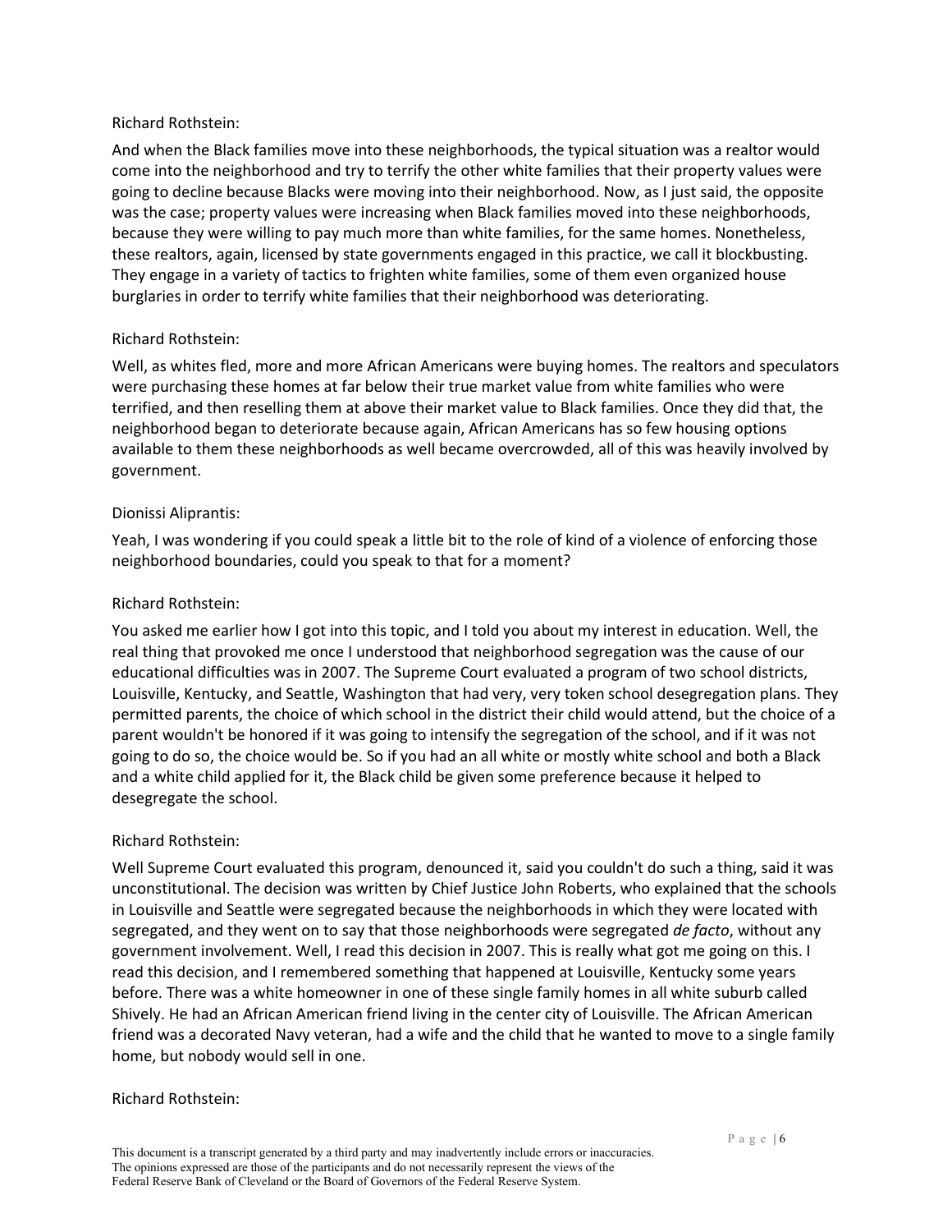Richard Rothstein:

And when the Black families move into these neighborhoods, the typical situation was a realtor would come into the neighborhood and try to terrify the other white families that their property values were going to decline because Blacks were moving into their neighborhood. Now, as I just said, the opposite was the case; property values were increasing when Black families moved into these neighborhoods, because they were willing to pay much more than white families, for the same homes. Nonetheless, these realtors, again, licensed by state governments engaged in this practice, we call it blockbusting. They engage in a variety of tactics to frighten white families, some of them even organized house burglaries in order to terrify white families that their neighborhood was deteriorating.

Richard Rothstein:

Well, as whites fled, more and more African Americans were buying homes. The realtors and speculators were purchasing these homes at far below their true market value from white families who were terrified, and then reselling them at above their market value to Black families. Once they did that, the neighborhood began to deteriorate because again, African Americans has so few housing options available to them these neighborhoods as well became overcrowded, all of this was heavily involved by government.

Dionissi Aliprantis:

Yeah, I was wondering if you could speak a little bit to the role of kind of a violence of enforcing those neighborhood boundaries, could you speak to that for a moment?

Richard Rothstein:

You asked me earlier how I got into this topic, and I told you about my interest in education. Well, the real thing that provoked me once I understood that neighborhood segregation was the cause of our educational difficulties was in 2007. The Supreme Court evaluated a program of two school districts, Louisville, Kentucky, and Seattle, Washington that had very, very token school desegregation plans. They permitted parents, the choice of which school in the district their child would attend, but the choice of a parent wouldn't be honored if it was going to intensify the segregation of the school, and if it was not going to do so, the choice would be. So if you had an all white or mostly white school and both a Black and a white child applied for it, the Black child be given some preference because it helped to desegregate the school.

Richard Rothstein:

Well Supreme Court evaluated this program, denounced it, said you couldn't do such a thing, said it was unconstitutional. The decision was written by Chief Justice John Roberts, who explained that the schools in Louisville and Seattle were segregated because the neighborhoods in which they were located with segregated, and they went on to say that those neighborhoods were segregated *de facto*, without any government involvement. Well, I read this decision in 2007. This is really what got me going on this. I read this decision, and I remembered something that happened at Louisville, Kentucky some years before. There was a white homeowner in one of these single family homes in all white suburb called Shively. He had an African American friend living in the center city of Louisville. The African American friend was a decorated Navy veteran, had a wife and the child that he wanted to move to a single family home, but nobody would sell in one.

Richard Rothstein:

This document is a transcript generated by a third party and may inadvertently include errors or inaccuracies. The opinions expressed are those of the participants and do not necessarily represent the views of the Federal Reserve Bank of Cleveland or the Board of Governors of the Federal Reserve System.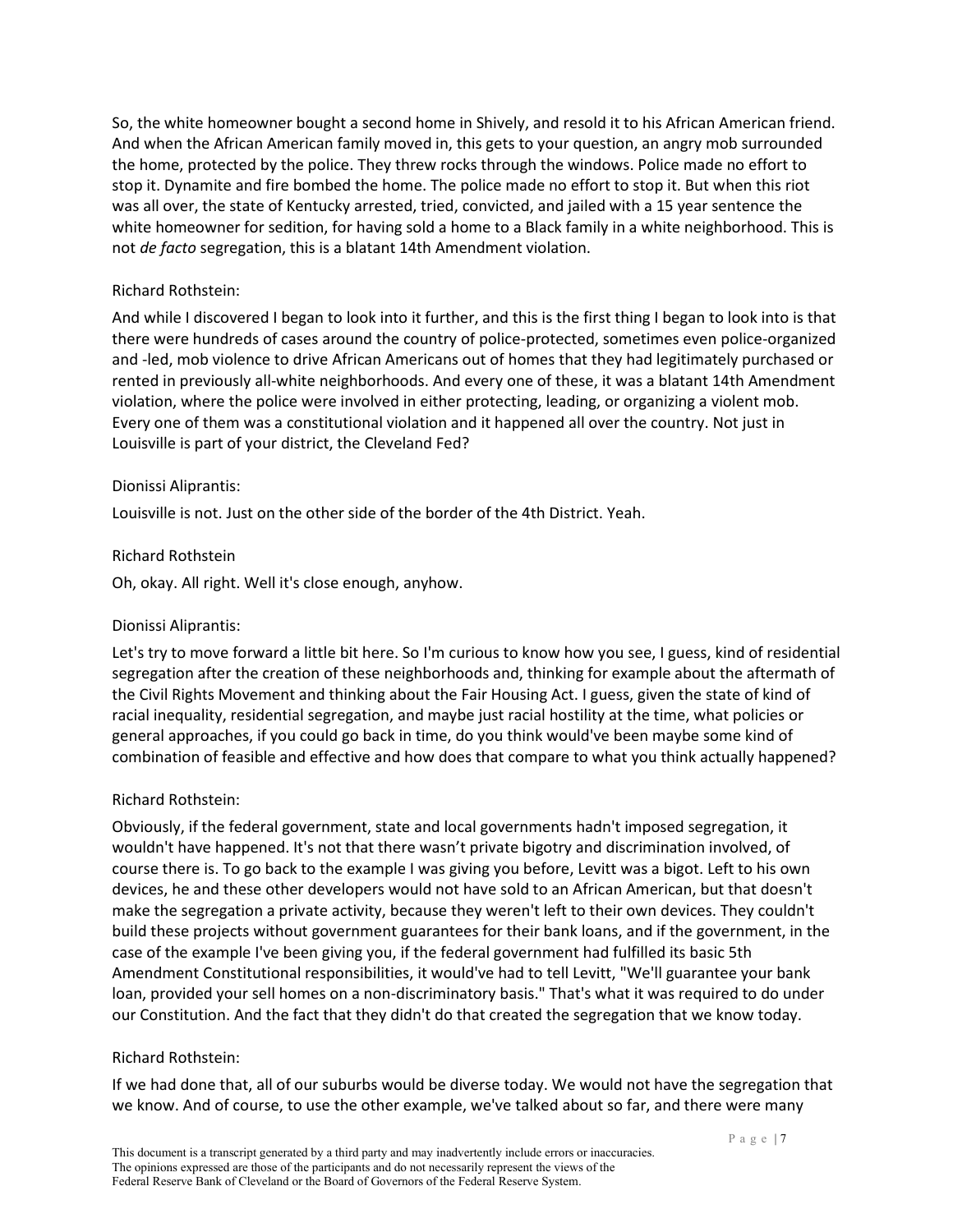So, the white homeowner bought a second home in Shively, and resold it to his African American friend. And when the African American family moved in, this gets to your question, an angry mob surrounded the home, protected by the police. They threw rocks through the windows. Police made no effort to stop it. Dynamite and fire bombed the home. The police made no effort to stop it. But when this riot was all over, the state of Kentucky arrested, tried, convicted, and jailed with a 15 year sentence the white homeowner for sedition, for having sold a home to a Black family in a white neighborhood. This is not *de facto* segregation, this is a blatant 14th Amendment violation.

Richard Rothstein:

And while I discovered I began to look into it further, and this is the first thing I began to look into is that there were hundreds of cases around the country of police-protected, sometimes even police-organized and -led, mob violence to drive African Americans out of homes that they had legitimately purchased or rented in previously all-white neighborhoods. And every one of these, it was a blatant 14th Amendment violation, where the police were involved in either protecting, leading, or organizing a violent mob. Every one of them was a constitutional violation and it happened all over the country. Not just in Louisville is part of your district, the Cleveland Fed?

Dionissi Aliprantis:

Louisville is not. Just on the other side of the border of the 4th District. Yeah.

Richard Rothstein

Oh, okay. All right. Well it's close enough, anyhow.

Dionissi Aliprantis:

Let's try to move forward a little bit here. So I'm curious to know how you see, I guess, kind of residential segregation after the creation of these neighborhoods and, thinking for example about the aftermath of the Civil Rights Movement and thinking about the Fair Housing Act. I guess, given the state of kind of racial inequality, residential segregation, and maybe just racial hostility at the time, what policies or general approaches, if you could go back in time, do you think would've been maybe some kind of combination of feasible and effective and how does that compare to what you think actually happened?

Richard Rothstein:

Obviously, if the federal government, state and local governments hadn't imposed segregation, it wouldn't have happened. It's not that there wasn't private bigotry and discrimination involved, of course there is. To go back to the example I was giving you before, Levitt was a bigot. Left to his own devices, he and these other developers would not have sold to an African American, but that doesn't make the segregation a private activity, because they weren't left to their own devices. They couldn't build these projects without government guarantees for their bank loans, and if the government, in the case of the example I've been giving you, if the federal government had fulfilled its basic 5th Amendment Constitutional responsibilities, it would've had to tell Levitt, "We'll guarantee your bank loan, provided your sell homes on a non-discriminatory basis." That's what it was required to do under our Constitution. And the fact that they didn't do that created the segregation that we know today.

Richard Rothstein:

If we had done that, all of our suburbs would be diverse today. We would not have the segregation that we know. And of course, to use the other example, we've talked about so far, and there were many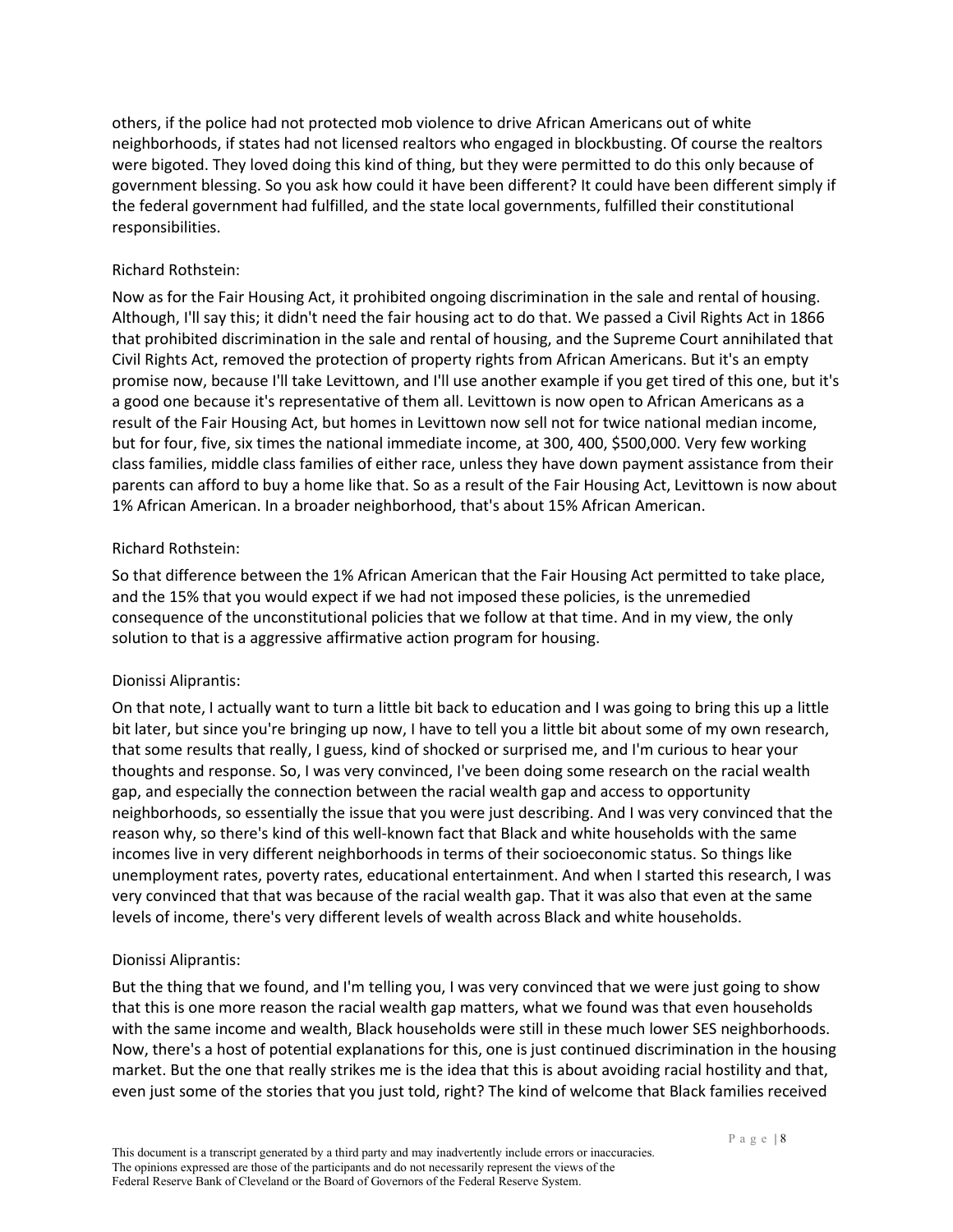others, if the police had not protected mob violence to drive African Americans out of white neighborhoods, if states had not licensed realtors who engaged in blockbusting. Of course the realtors were bigoted. They loved doing this kind of thing, but they were permitted to do this only because of government blessing. So you ask how could it have been different? It could have been different simply if the federal government had fulfilled, and the state local governments, fulfilled their constitutional responsibilities.

Richard Rothstein:

Now as for the Fair Housing Act, it prohibited ongoing discrimination in the sale and rental of housing. Although, I'll say this; it didn't need the fair housing act to do that. We passed a Civil Rights Act in 1866 that prohibited discrimination in the sale and rental of housing, and the Supreme Court annihilated that Civil Rights Act, removed the protection of property rights from African Americans. But it's an empty promise now, because I'll take Levittown, and I'll use another example if you get tired of this one, but it's a good one because it's representative of them all. Levittown is now open to African Americans as a result of the Fair Housing Act, but homes in Levittown now sell not for twice national median income, but for four, five, six times the national immediate income, at 300, 400, $500,000. Very few working class families, middle class families of either race, unless they have down payment assistance from their parents can afford to buy a home like that. So as a result of the Fair Housing Act, Levittown is now about 1% African American. In a broader neighborhood, that's about 15% African American.

Richard Rothstein:

So that difference between the 1% African American that the Fair Housing Act permitted to take place, and the 15% that you would expect if we had not imposed these policies, is the unremedied consequence of the unconstitutional policies that we follow at that time. And in my view, the only solution to that is a aggressive affirmative action program for housing.

Dionissi Aliprantis:

On that note, I actually want to turn a little bit back to education and I was going to bring this up a little bit later, but since you're bringing up now, I have to tell you a little bit about some of my own research, that some results that really, I guess, kind of shocked or surprised me, and I'm curious to hear your thoughts and response. So, I was very convinced, I've been doing some research on the racial wealth gap, and especially the connection between the racial wealth gap and access to opportunity neighborhoods, so essentially the issue that you were just describing. And I was very convinced that the reason why, so there's kind of this well-known fact that Black and white households with the same incomes live in very different neighborhoods in terms of their socioeconomic status. So things like unemployment rates, poverty rates, educational entertainment. And when I started this research, I was very convinced that that was because of the racial wealth gap. That it was also that even at the same levels of income, there's very different levels of wealth across Black and white households.

Dionissi Aliprantis:

But the thing that we found, and I'm telling you, I was very convinced that we were just going to show that this is one more reason the racial wealth gap matters, what we found was that even households with the same income and wealth, Black households were still in these much lower SES neighborhoods. Now, there's a host of potential explanations for this, one is just continued discrimination in the housing market. But the one that really strikes me is the idea that this is about avoiding racial hostility and that, even just some of the stories that you just told, right? The kind of welcome that Black families received

This document is a transcript generated by a third party and may inadvertently include errors or inaccuracies. The opinions expressed are those of the participants and do not necessarily represent the views of the Federal Reserve Bank of Cleveland or the Board of Governors of the Federal Reserve System.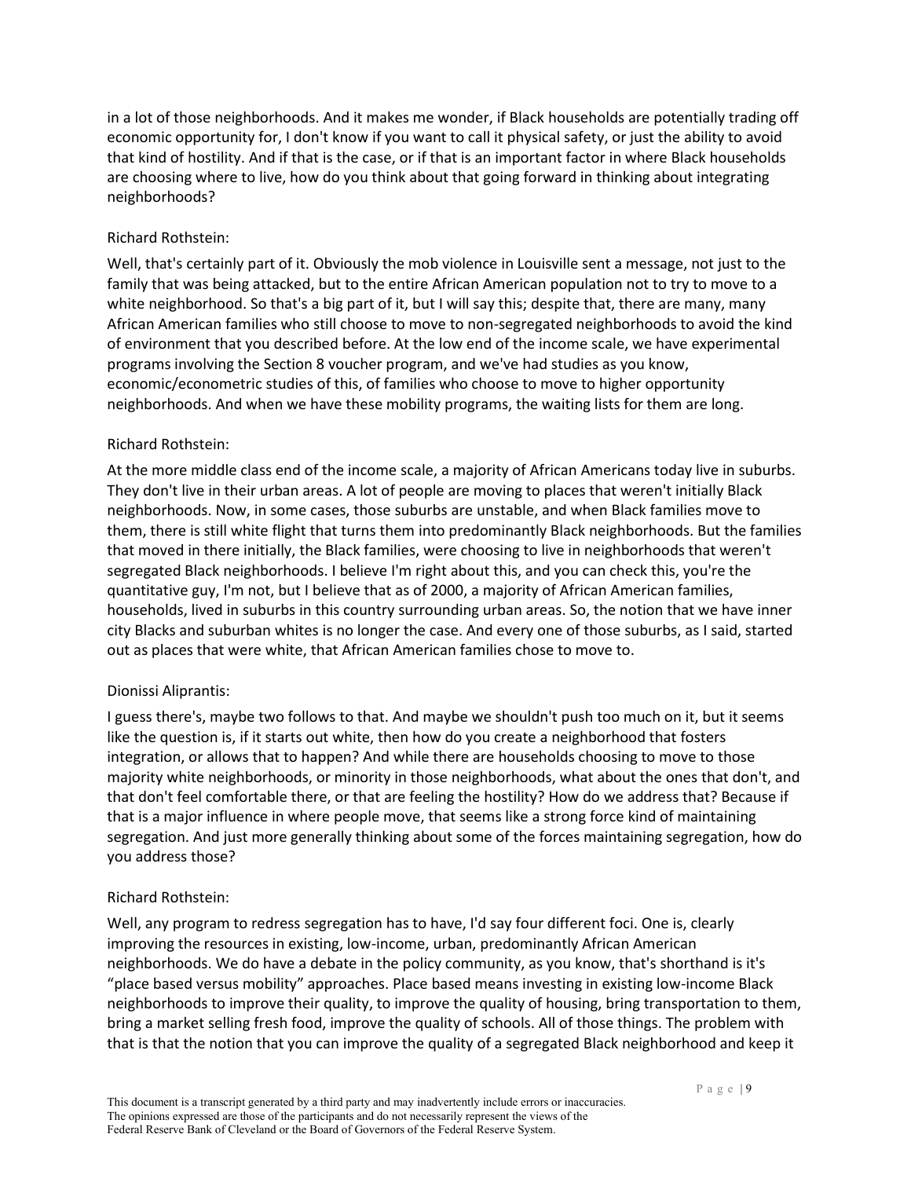in a lot of those neighborhoods. And it makes me wonder, if Black households are potentially trading off economic opportunity for, I don't know if you want to call it physical safety, or just the ability to avoid that kind of hostility. And if that is the case, or if that is an important factor in where Black households are choosing where to live, how do you think about that going forward in thinking about integrating neighborhoods?

Richard Rothstein:

Well, that's certainly part of it. Obviously the mob violence in Louisville sent a message, not just to the family that was being attacked, but to the entire African American population not to try to move to a white neighborhood. So that's a big part of it, but I will say this; despite that, there are many, many African American families who still choose to move to non-segregated neighborhoods to avoid the kind of environment that you described before. At the low end of the income scale, we have experimental programs involving the Section 8 voucher program, and we've had studies as you know, economic/econometric studies of this, of families who choose to move to higher opportunity neighborhoods. And when we have these mobility programs, the waiting lists for them are long.

Richard Rothstein:

At the more middle class end of the income scale, a majority of African Americans today live in suburbs. They don't live in their urban areas. A lot of people are moving to places that weren't initially Black neighborhoods. Now, in some cases, those suburbs are unstable, and when Black families move to them, there is still white flight that turns them into predominantly Black neighborhoods. But the families that moved in there initially, the Black families, were choosing to live in neighborhoods that weren't segregated Black neighborhoods. I believe I'm right about this, and you can check this, you're the quantitative guy, I'm not, but I believe that as of 2000, a majority of African American families, households, lived in suburbs in this country surrounding urban areas. So, the notion that we have inner city Blacks and suburban whites is no longer the case. And every one of those suburbs, as I said, started out as places that were white, that African American families chose to move to.

Dionissi Aliprantis:

I guess there's, maybe two follows to that. And maybe we shouldn't push too much on it, but it seems like the question is, if it starts out white, then how do you create a neighborhood that fosters integration, or allows that to happen? And while there are households choosing to move to those majority white neighborhoods, or minority in those neighborhoods, what about the ones that don't, and that don't feel comfortable there, or that are feeling the hostility? How do we address that? Because if that is a major influence in where people move, that seems like a strong force kind of maintaining segregation. And just more generally thinking about some of the forces maintaining segregation, how do you address those?

Richard Rothstein:

Well, any program to redress segregation has to have, I'd say four different foci. One is, clearly improving the resources in existing, low-income, urban, predominantly African American neighborhoods. We do have a debate in the policy community, as you know, that's shorthand is it's "place based versus mobility" approaches. Place based means investing in existing low-income Black neighborhoods to improve their quality, to improve the quality of housing, bring transportation to them, bring a market selling fresh food, improve the quality of schools. All of those things. The problem with that is that the notion that you can improve the quality of a segregated Black neighborhood and keep it

This document is a transcript generated by a third party and may inadvertently include errors or inaccuracies. The opinions expressed are those of the participants and do not necessarily represent the views of the Federal Reserve Bank of Cleveland or the Board of Governors of the Federal Reserve System.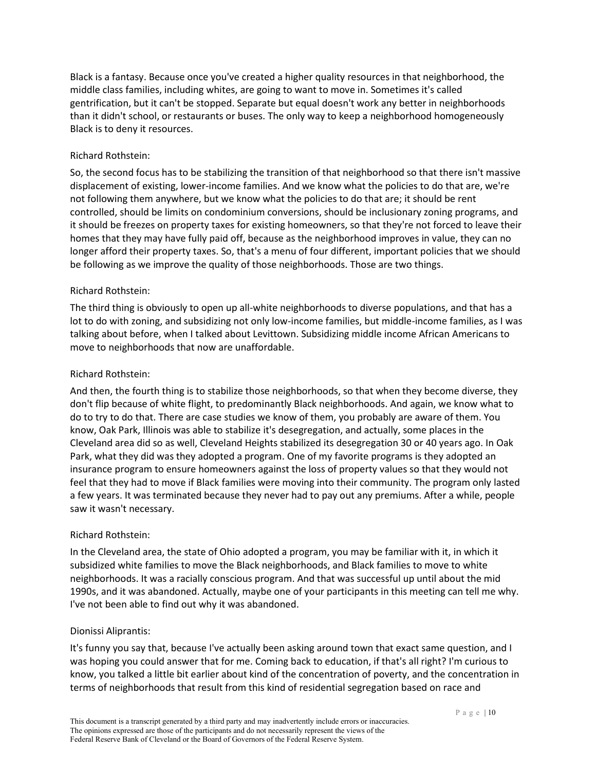Black is a fantasy. Because once you've created a higher quality resources in that neighborhood, the middle class families, including whites, are going to want to move in. Sometimes it's called gentrification, but it can't be stopped. Separate but equal doesn't work any better in neighborhoods than it didn't school, or restaurants or buses. The only way to keep a neighborhood homogeneously Black is to deny it resources.

Richard Rothstein:

So, the second focus has to be stabilizing the transition of that neighborhood so that there isn't massive displacement of existing, lower-income families. And we know what the policies to do that are, we're not following them anywhere, but we know what the policies to do that are; it should be rent controlled, should be limits on condominium conversions, should be inclusionary zoning programs, and it should be freezes on property taxes for existing homeowners, so that they're not forced to leave their homes that they may have fully paid off, because as the neighborhood improves in value, they can no longer afford their property taxes. So, that's a menu of four different, important policies that we should be following as we improve the quality of those neighborhoods. Those are two things.

Richard Rothstein:

The third thing is obviously to open up all-white neighborhoods to diverse populations, and that has a lot to do with zoning, and subsidizing not only low-income families, but middle-income families, as I was talking about before, when I talked about Levittown. Subsidizing middle income African Americans to move to neighborhoods that now are unaffordable.

Richard Rothstein:

And then, the fourth thing is to stabilize those neighborhoods, so that when they become diverse, they don't flip because of white flight, to predominantly Black neighborhoods. And again, we know what to do to try to do that. There are case studies we know of them, you probably are aware of them. You know, Oak Park, Illinois was able to stabilize it's desegregation, and actually, some places in the Cleveland area did so as well, Cleveland Heights stabilized its desegregation 30 or 40 years ago. In Oak Park, what they did was they adopted a program. One of my favorite programs is they adopted an insurance program to ensure homeowners against the loss of property values so that they would not feel that they had to move if Black families were moving into their community. The program only lasted a few years. It was terminated because they never had to pay out any premiums. After a while, people saw it wasn't necessary.

Richard Rothstein:

In the Cleveland area, the state of Ohio adopted a program, you may be familiar with it, in which it subsidized white families to move the Black neighborhoods, and Black families to move to white neighborhoods. It was a racially conscious program. And that was successful up until about the mid 1990s, and it was abandoned. Actually, maybe one of your participants in this meeting can tell me why. I've not been able to find out why it was abandoned.

Dionissi Aliprantis:

It's funny you say that, because I've actually been asking around town that exact same question, and I was hoping you could answer that for me. Coming back to education, if that's all right? I'm curious to know, you talked a little bit earlier about kind of the concentration of poverty, and the concentration in terms of neighborhoods that result from this kind of residential segregation based on race and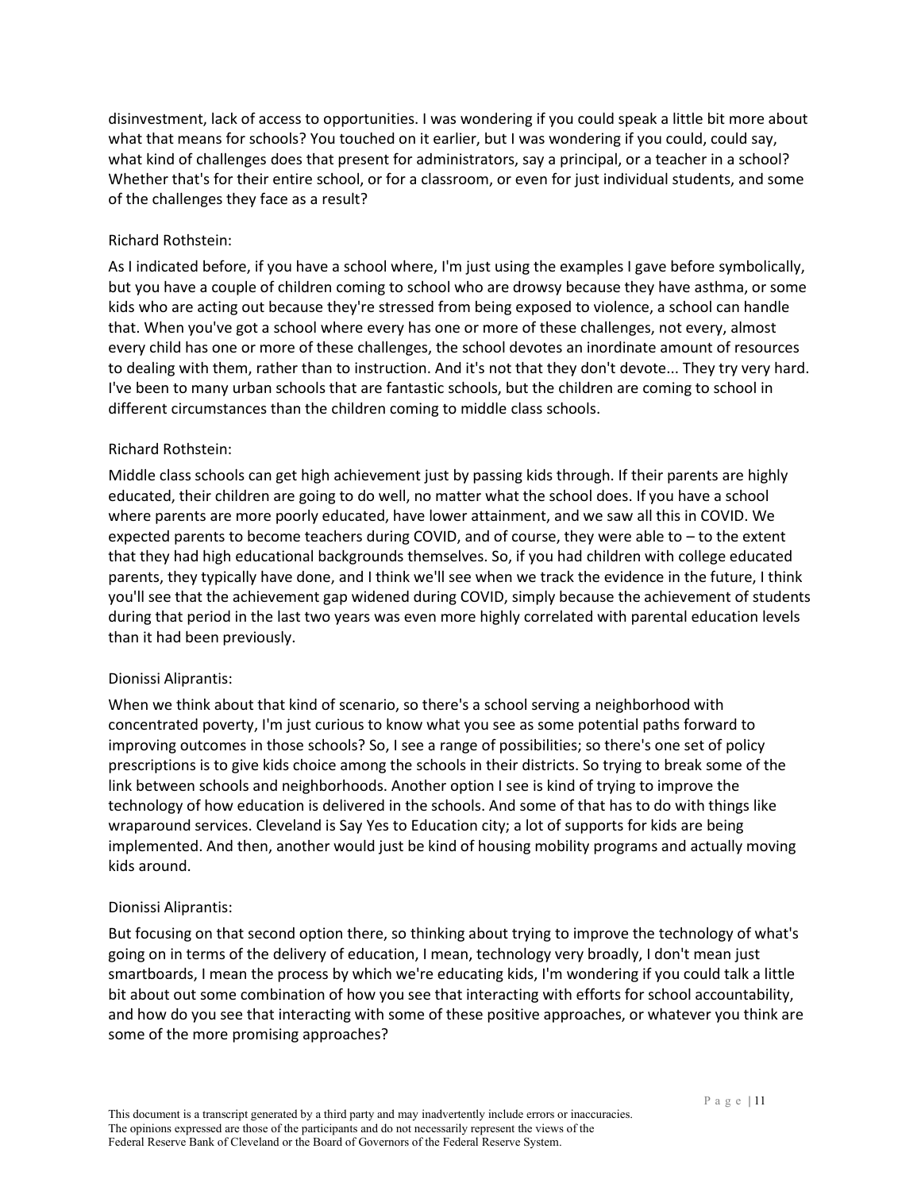disinvestment, lack of access to opportunities. I was wondering if you could speak a little bit more about what that means for schools? You touched on it earlier, but I was wondering if you could, could say, what kind of challenges does that present for administrators, say a principal, or a teacher in a school? Whether that's for their entire school, or for a classroom, or even for just individual students, and some of the challenges they face as a result?

Richard Rothstein:

As I indicated before, if you have a school where, I'm just using the examples I gave before symbolically, but you have a couple of children coming to school who are drowsy because they have asthma, or some kids who are acting out because they're stressed from being exposed to violence, a school can handle that. When you've got a school where every has one or more of these challenges, not every, almost every child has one or more of these challenges, the school devotes an inordinate amount of resources to dealing with them, rather than to instruction. And it's not that they don't devote... They try very hard. I've been to many urban schools that are fantastic schools, but the children are coming to school in different circumstances than the children coming to middle class schools.

Richard Rothstein:

Middle class schools can get high achievement just by passing kids through. If their parents are highly educated, their children are going to do well, no matter what the school does. If you have a school where parents are more poorly educated, have lower attainment, and we saw all this in COVID. We expected parents to become teachers during COVID, and of course, they were able to – to the extent that they had high educational backgrounds themselves. So, if you had children with college educated parents, they typically have done, and I think we'll see when we track the evidence in the future, I think you'll see that the achievement gap widened during COVID, simply because the achievement of students during that period in the last two years was even more highly correlated with parental education levels than it had been previously.

Dionissi Aliprantis:

When we think about that kind of scenario, so there's a school serving a neighborhood with concentrated poverty, I'm just curious to know what you see as some potential paths forward to improving outcomes in those schools? So, I see a range of possibilities; so there's one set of policy prescriptions is to give kids choice among the schools in their districts. So trying to break some of the link between schools and neighborhoods. Another option I see is kind of trying to improve the technology of how education is delivered in the schools. And some of that has to do with things like wraparound services. Cleveland is Say Yes to Education city; a lot of supports for kids are being implemented. And then, another would just be kind of housing mobility programs and actually moving kids around.

Dionissi Aliprantis:

But focusing on that second option there, so thinking about trying to improve the technology of what's going on in terms of the delivery of education, I mean, technology very broadly, I don't mean just smartboards, I mean the process by which we're educating kids, I'm wondering if you could talk a little bit about out some combination of how you see that interacting with efforts for school accountability, and how do you see that interacting with some of these positive approaches, or whatever you think are some of the more promising approaches?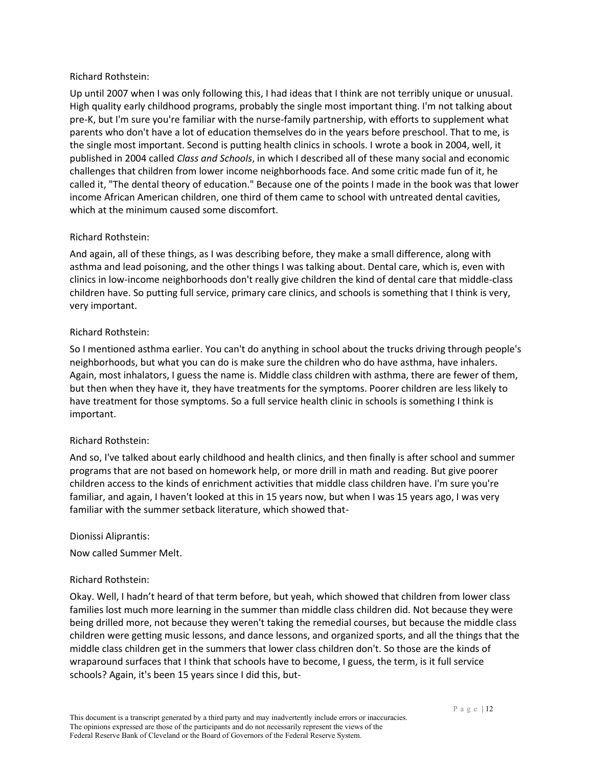Richard Rothstein:

Up until 2007 when I was only following this, I had ideas that I think are not terribly unique or unusual. High quality early childhood programs, probably the single most important thing. I'm not talking about pre-K, but I'm sure you're familiar with the nurse-family partnership, with efforts to supplement what parents who don't have a lot of education themselves do in the years before preschool. That to me, is the single most important. Second is putting health clinics in schools. I wrote a book in 2004, well, it published in 2004 called *Class and Schools*, in which I described all of these many social and economic challenges that children from lower income neighborhoods face. And some critic made fun of it, he called it, "The dental theory of education." Because one of the points I made in the book was that lower income African American children, one third of them came to school with untreated dental cavities, which at the minimum caused some discomfort.

Richard Rothstein:

And again, all of these things, as I was describing before, they make a small difference, along with asthma and lead poisoning, and the other things I was talking about. Dental care, which is, even with clinics in low-income neighborhoods don't really give children the kind of dental care that middle-class children have. So putting full service, primary care clinics, and schools is something that I think is very, very important.

Richard Rothstein:

So I mentioned asthma earlier. You can't do anything in school about the trucks driving through people's neighborhoods, but what you can do is make sure the children who do have asthma, have inhalers. Again, most inhalators, I guess the name is. Middle class children with asthma, there are fewer of them, but then when they have it, they have treatments for the symptoms. Poorer children are less likely to have treatment for those symptoms. So a full service health clinic in schools is something I think is important.

Richard Rothstein:

And so, I've talked about early childhood and health clinics, and then finally is after school and summer programs that are not based on homework help, or more drill in math and reading. But give poorer children access to the kinds of enrichment activities that middle class children have. I'm sure you're familiar, and again, I haven't looked at this in 15 years now, but when I was 15 years ago, I was very familiar with the summer setback literature, which showed that-

Dionissi Aliprantis:

Now called Summer Melt.

Richard Rothstein:

Okay. Well, I hadn't heard of that term before, but yeah, which showed that children from lower class families lost much more learning in the summer than middle class children did. Not because they were being drilled more, not because they weren't taking the remedial courses, but because the middle class children were getting music lessons, and dance lessons, and organized sports, and all the things that the middle class children get in the summers that lower class children don't. So those are the kinds of wraparound surfaces that I think that schools have to become, I guess, the term, is it full service schools? Again, it's been 15 years since I did this, but-

This document is a transcript generated by a third party and may inadvertently include errors or inaccuracies. The opinions expressed are those of the participants and do not necessarily represent the views of the Federal Reserve Bank of Cleveland or the Board of Governors of the Federal Reserve System.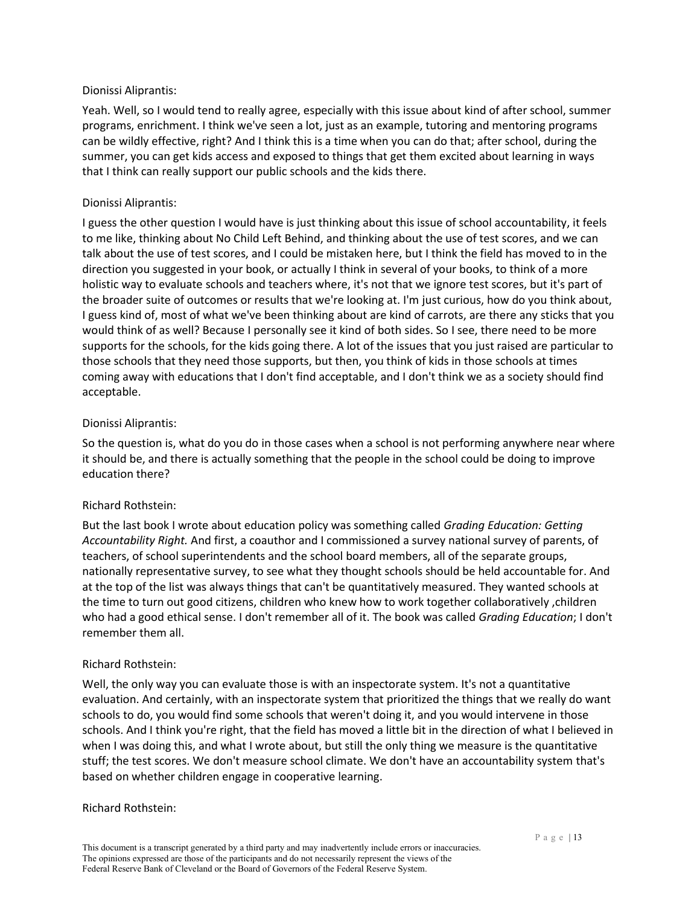Dionissi Aliprantis:

Yeah. Well, so I would tend to really agree, especially with this issue about kind of after school, summer programs, enrichment. I think we've seen a lot, just as an example, tutoring and mentoring programs can be wildly effective, right? And I think this is a time when you can do that; after school, during the summer, you can get kids access and exposed to things that get them excited about learning in ways that I think can really support our public schools and the kids there.

Dionissi Aliprantis:

I guess the other question I would have is just thinking about this issue of school accountability, it feels to me like, thinking about No Child Left Behind, and thinking about the use of test scores, and we can talk about the use of test scores, and I could be mistaken here, but I think the field has moved to in the direction you suggested in your book, or actually I think in several of your books, to think of a more holistic way to evaluate schools and teachers where, it's not that we ignore test scores, but it's part of the broader suite of outcomes or results that we're looking at. I'm just curious, how do you think about, I guess kind of, most of what we've been thinking about are kind of carrots, are there any sticks that you would think of as well? Because I personally see it kind of both sides. So I see, there need to be more supports for the schools, for the kids going there. A lot of the issues that you just raised are particular to those schools that they need those supports, but then, you think of kids in those schools at times coming away with educations that I don't find acceptable, and I don't think we as a society should find acceptable.

Dionissi Aliprantis:

So the question is, what do you do in those cases when a school is not performing anywhere near where it should be, and there is actually something that the people in the school could be doing to improve education there?

Richard Rothstein:

But the last book I wrote about education policy was something called *Grading Education: Getting Accountability Right.* And first, a coauthor and I commissioned a survey national survey of parents, of teachers, of school superintendents and the school board members, all of the separate groups, nationally representative survey, to see what they thought schools should be held accountable for. And at the top of the list was always things that can't be quantitatively measured. They wanted schools at the time to turn out good citizens, children who knew how to work together collaboratively ,children who had a good ethical sense. I don't remember all of it. The book was called *Grading Education*; I don't remember them all.

Richard Rothstein:

Well, the only way you can evaluate those is with an inspectorate system. It's not a quantitative evaluation. And certainly, with an inspectorate system that prioritized the things that we really do want schools to do, you would find some schools that weren't doing it, and you would intervene in those schools. And I think you're right, that the field has moved a little bit in the direction of what I believed in when I was doing this, and what I wrote about, but still the only thing we measure is the quantitative stuff; the test scores. We don't measure school climate. We don't have an accountability system that's based on whether children engage in cooperative learning.

Richard Rothstein:

This document is a transcript generated by a third party and may inadvertently include errors or inaccuracies. The opinions expressed are those of the participants and do not necessarily represent the views of the Federal Reserve Bank of Cleveland or the Board of Governors of the Federal Reserve System.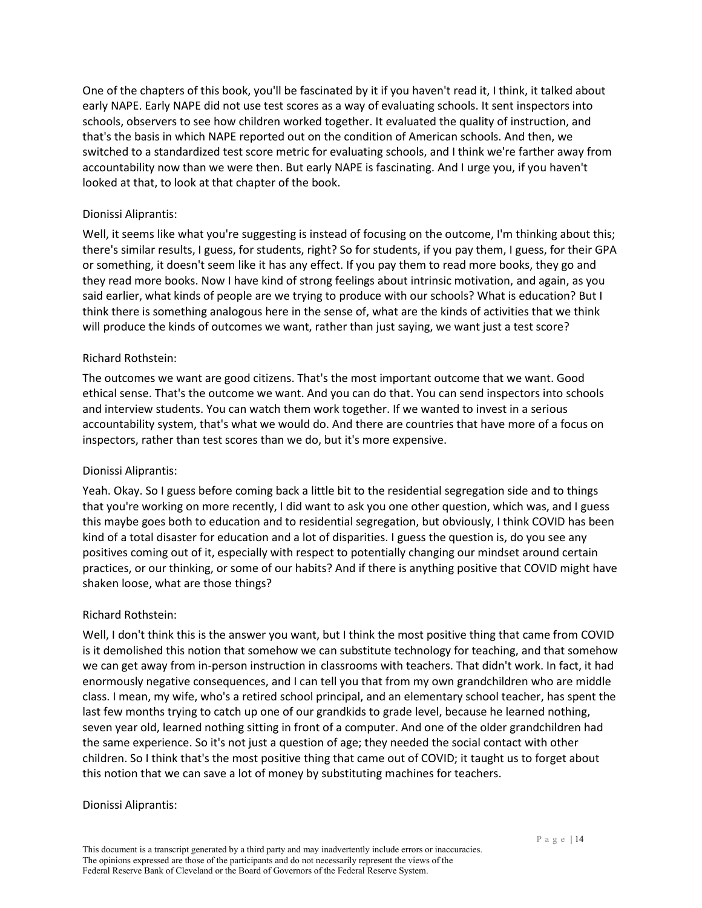One of the chapters of this book, you'll be fascinated by it if you haven't read it, I think, it talked about early NAPE. Early NAPE did not use test scores as a way of evaluating schools. It sent inspectors into schools, observers to see how children worked together. It evaluated the quality of instruction, and that's the basis in which NAPE reported out on the condition of American schools. And then, we switched to a standardized test score metric for evaluating schools, and I think we're farther away from accountability now than we were then. But early NAPE is fascinating. And I urge you, if you haven't looked at that, to look at that chapter of the book.

Dionissi Aliprantis:

Well, it seems like what you're suggesting is instead of focusing on the outcome, I'm thinking about this; there's similar results, I guess, for students, right? So for students, if you pay them, I guess, for their GPA or something, it doesn't seem like it has any effect. If you pay them to read more books, they go and they read more books. Now I have kind of strong feelings about intrinsic motivation, and again, as you said earlier, what kinds of people are we trying to produce with our schools? What is education? But I think there is something analogous here in the sense of, what are the kinds of activities that we think will produce the kinds of outcomes we want, rather than just saying, we want just a test score?

Richard Rothstein:

The outcomes we want are good citizens. That's the most important outcome that we want. Good ethical sense. That's the outcome we want. And you can do that. You can send inspectors into schools and interview students. You can watch them work together. If we wanted to invest in a serious accountability system, that's what we would do. And there are countries that have more of a focus on inspectors, rather than test scores than we do, but it's more expensive.

Dionissi Aliprantis:

Yeah. Okay. So I guess before coming back a little bit to the residential segregation side and to things that you're working on more recently, I did want to ask you one other question, which was, and I guess this maybe goes both to education and to residential segregation, but obviously, I think COVID has been kind of a total disaster for education and a lot of disparities. I guess the question is, do you see any positives coming out of it, especially with respect to potentially changing our mindset around certain practices, or our thinking, or some of our habits? And if there is anything positive that COVID might have shaken loose, what are those things?

Richard Rothstein:

Well, I don't think this is the answer you want, but I think the most positive thing that came from COVID is it demolished this notion that somehow we can substitute technology for teaching, and that somehow we can get away from in-person instruction in classrooms with teachers. That didn't work. In fact, it had enormously negative consequences, and I can tell you that from my own grandchildren who are middle class. I mean, my wife, who's a retired school principal, and an elementary school teacher, has spent the last few months trying to catch up one of our grandkids to grade level, because he learned nothing, seven year old, learned nothing sitting in front of a computer. And one of the older grandchildren had the same experience. So it's not just a question of age; they needed the social contact with other children. So I think that's the most positive thing that came out of COVID; it taught us to forget about this notion that we can save a lot of money by substituting machines for teachers.

Dionissi Aliprantis:

This document is a transcript generated by a third party and may inadvertently include errors or inaccuracies. The opinions expressed are those of the participants and do not necessarily represent the views of the Federal Reserve Bank of Cleveland or the Board of Governors of the Federal Reserve System.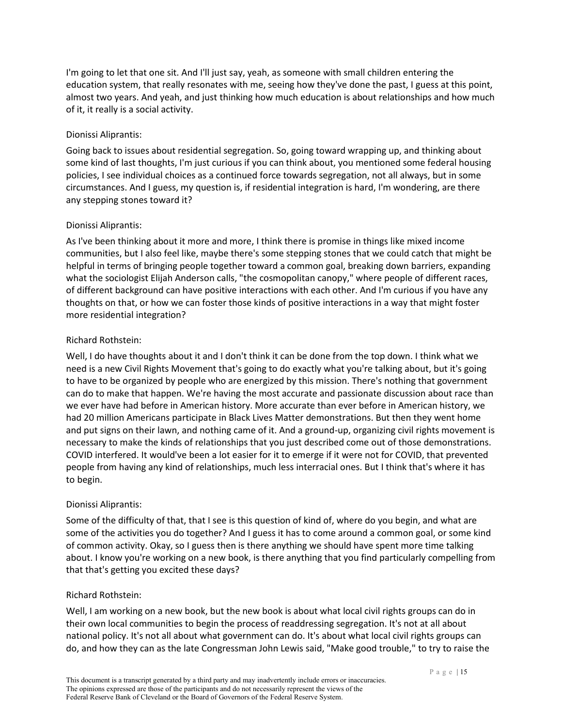I'm going to let that one sit. And I'll just say, yeah, as someone with small children entering the education system, that really resonates with me, seeing how they've done the past, I guess at this point, almost two years. And yeah, and just thinking how much education is about relationships and how much of it, it really is a social activity.

Dionissi Aliprantis:

Going back to issues about residential segregation. So, going toward wrapping up, and thinking about some kind of last thoughts, I'm just curious if you can think about, you mentioned some federal housing policies, I see individual choices as a continued force towards segregation, not all always, but in some circumstances. And I guess, my question is, if residential integration is hard, I'm wondering, are there any stepping stones toward it?

Dionissi Aliprantis:

As I've been thinking about it more and more, I think there is promise in things like mixed income communities, but I also feel like, maybe there's some stepping stones that we could catch that might be helpful in terms of bringing people together toward a common goal, breaking down barriers, expanding what the sociologist Elijah Anderson calls, "the cosmopolitan canopy," where people of different races, of different background can have positive interactions with each other. And I'm curious if you have any thoughts on that, or how we can foster those kinds of positive interactions in a way that might foster more residential integration?

Richard Rothstein:

Well, I do have thoughts about it and I don't think it can be done from the top down. I think what we need is a new Civil Rights Movement that's going to do exactly what you're talking about, but it's going to have to be organized by people who are energized by this mission. There's nothing that government can do to make that happen. We're having the most accurate and passionate discussion about race than we ever have had before in American history. More accurate than ever before in American history, we had 20 million Americans participate in Black Lives Matter demonstrations. But then they went home and put signs on their lawn, and nothing came of it. And a ground-up, organizing civil rights movement is necessary to make the kinds of relationships that you just described come out of those demonstrations. COVID interfered. It would've been a lot easier for it to emerge if it were not for COVID, that prevented people from having any kind of relationships, much less interracial ones. But I think that's where it has to begin.

Dionissi Aliprantis:

Some of the difficulty of that, that I see is this question of kind of, where do you begin, and what are some of the activities you do together? And I guess it has to come around a common goal, or some kind of common activity. Okay, so I guess then is there anything we should have spent more time talking about. I know you're working on a new book, is there anything that you find particularly compelling from that that's getting you excited these days?

Richard Rothstein:

Well, I am working on a new book, but the new book is about what local civil rights groups can do in their own local communities to begin the process of readdressing segregation. It's not at all about national policy. It's not all about what government can do. It's about what local civil rights groups can do, and how they can as the late Congressman John Lewis said, "Make good trouble," to try to raise the

This document is a transcript generated by a third party and may inadvertently include errors or inaccuracies. The opinions expressed are those of the participants and do not necessarily represent the views of the Federal Reserve Bank of Cleveland or the Board of Governors of the Federal Reserve System.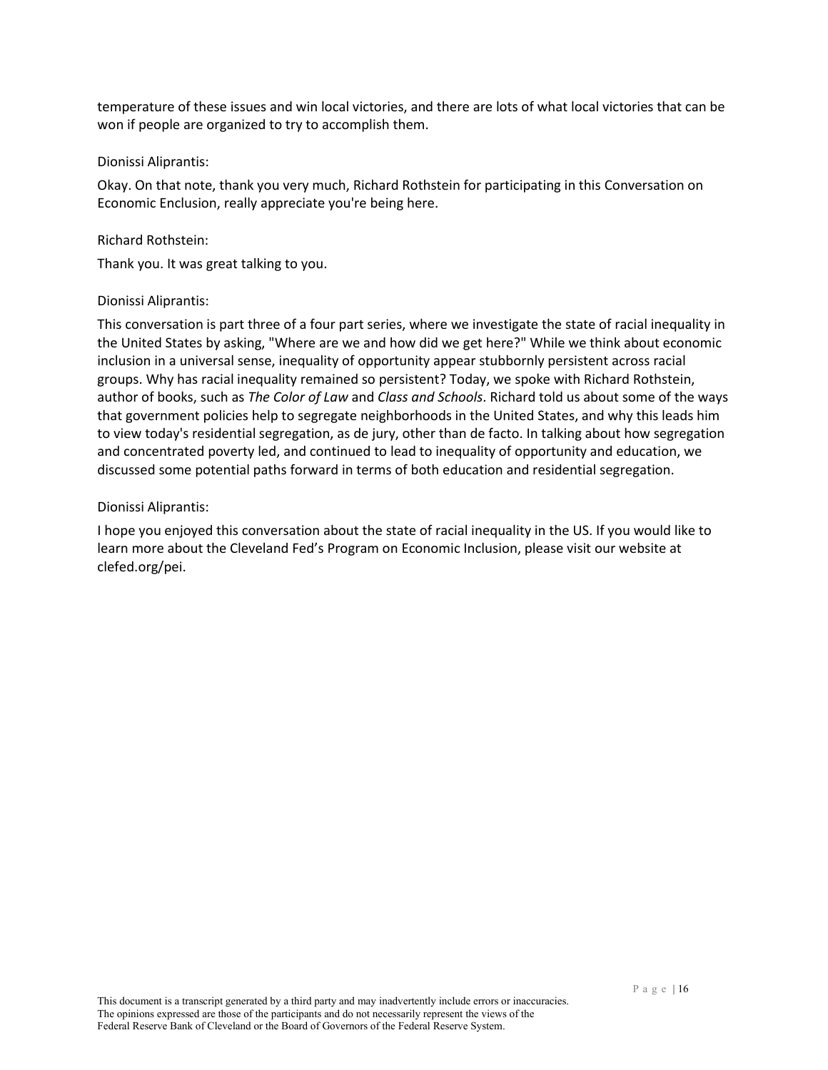temperature of these issues and win local victories, and there are lots of what local victories that can be won if people are organized to try to accomplish them.

Dionissi Aliprantis:

Okay. On that note, thank you very much, Richard Rothstein for participating in this Conversation on Economic Enclusion, really appreciate you're being here.

Richard Rothstein:

Thank you. It was great talking to you.

Dionissi Aliprantis:

This conversation is part three of a four part series, where we investigate the state of racial inequality in the United States by asking, "Where are we and how did we get here?" While we think about economic inclusion in a universal sense, inequality of opportunity appear stubbornly persistent across racial groups. Why has racial inequality remained so persistent? Today, we spoke with Richard Rothstein, author of books, such as *The Color of Law* and *Class and Schools*. Richard told us about some of the ways that government policies help to segregate neighborhoods in the United States, and why this leads him to view today's residential segregation, as de jury, other than de facto. In talking about how segregation and concentrated poverty led, and continued to lead to inequality of opportunity and education, we discussed some potential paths forward in terms of both education and residential segregation.

Dionissi Aliprantis:

I hope you enjoyed this conversation about the state of racial inequality in the US. If you would like to learn more about the Cleveland Fed's Program on Economic Inclusion, please visit our website at clefed.org/pei.

This document is a transcript generated by a third party and may inadvertently include errors or inaccuracies.
The opinions expressed are those of the participants and do not necessarily represent the views of the Federal Reserve Bank of Cleveland or the Board of Governors of the Federal Reserve System.